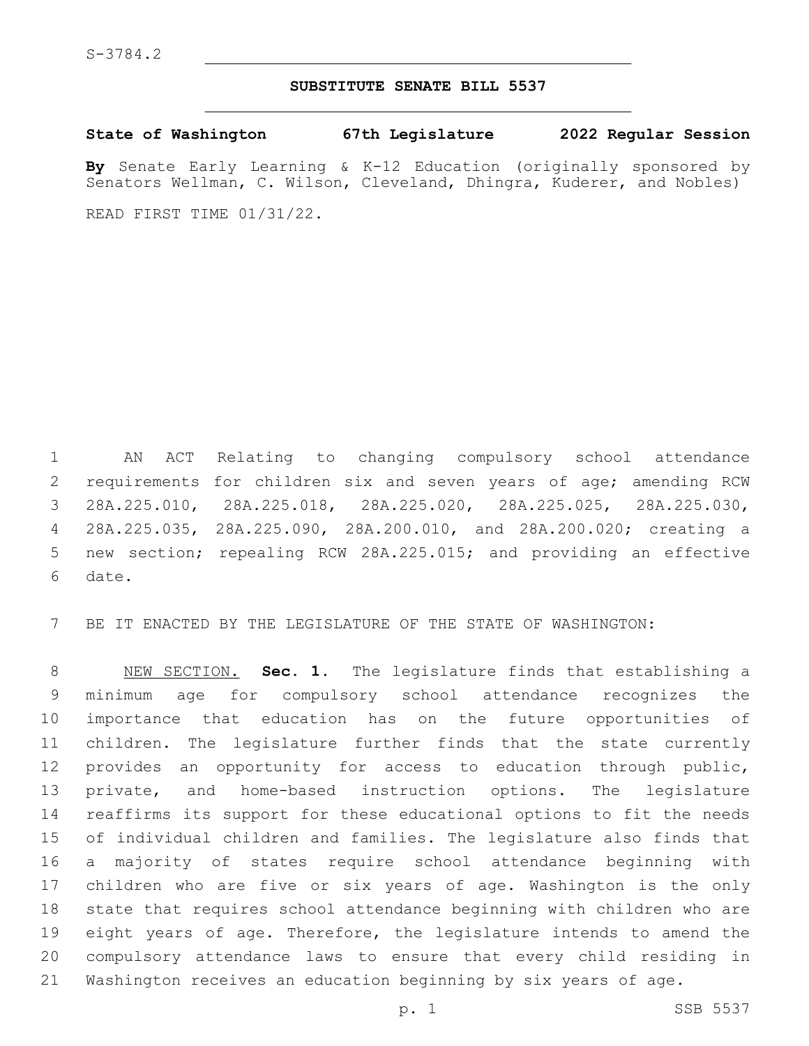S-3784.2

# SUBSTITUTE SENATE BILL 5537

**State of Washington 67th Legislature 2022 Regular Session**

**By** Senate Early Learning & K-12 Education (originally sponsored by Senators Wellman, C. Wilson, Cleveland, Dhingra, Kuderer, and Nobles)

READ FIRST TIME 01/31/22.

AN ACT Relating to changing compulsory school attendance requirements for children six and seven years of age; amending RCW 28A.225.010, 28A.225.018, 28A.225.020, 28A.225.025, 28A.225.030, 28A.225.035, 28A.225.090, 28A.200.010, and 28A.200.020; creating a new section; repealing RCW 28A.225.015; and providing an effective date.

BE IT ENACTED BY THE LEGISLATURE OF THE STATE OF WASHINGTON:

NEW SECTION. **Sec. 1.** The legislature finds that establishing a minimum age for compulsory school attendance recognizes the importance that education has on the future opportunities of children. The legislature further finds that the state currently provides an opportunity for access to education through public, private, and home-based instruction options. The legislature reaffirms its support for these educational options to fit the needs of individual children and families. The legislature also finds that a majority of states require school attendance beginning with children who are five or six years of age. Washington is the only state that requires school attendance beginning with children who are eight years of age. Therefore, the legislature intends to amend the compulsory attendance laws to ensure that every child residing in Washington receives an education beginning by six years of age.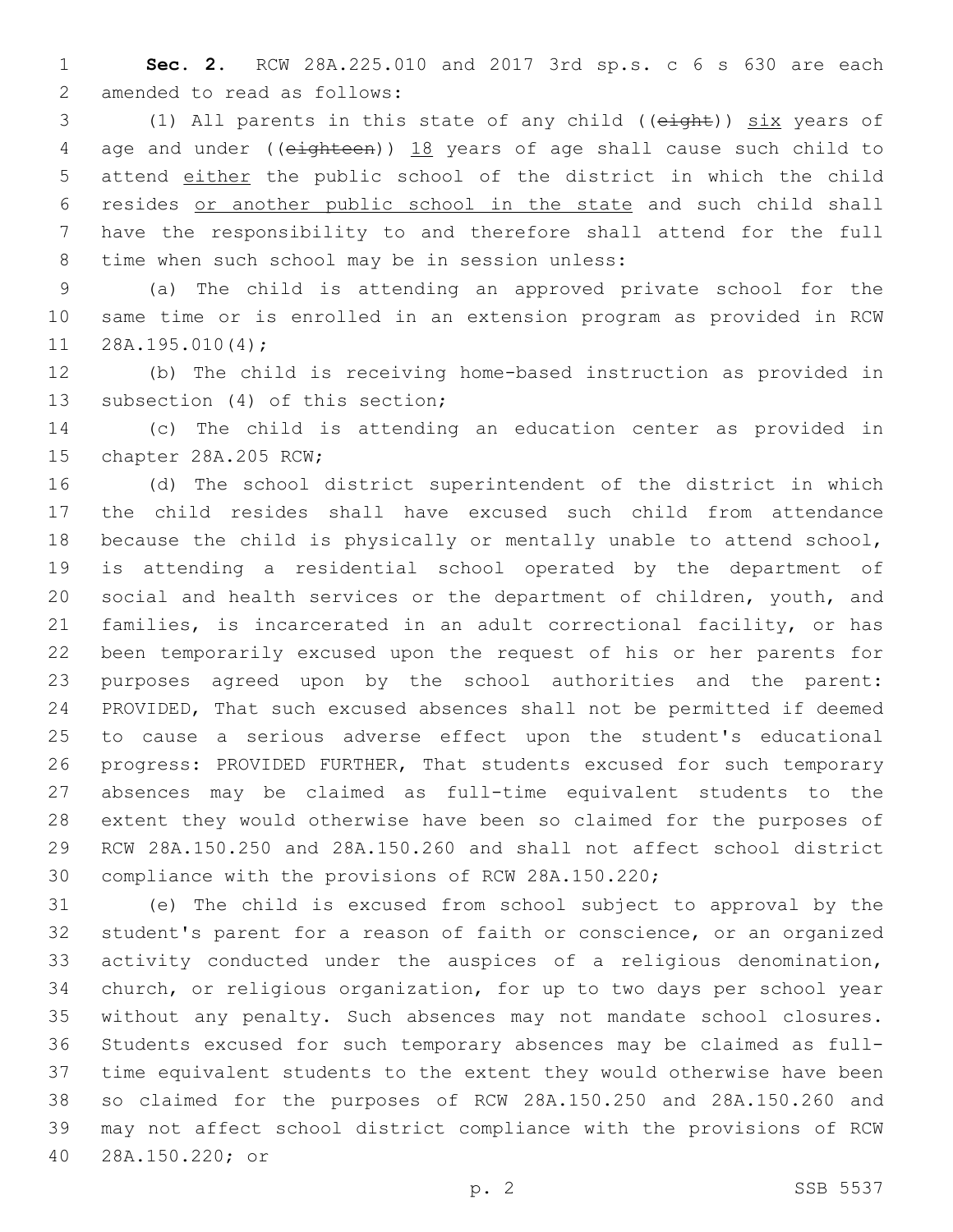**Sec. 2.** RCW 28A.225.010 and 2017 3rd sp.s. c 6 s 630 are each amended to read as follows:

(1) All parents in this state of any child ((~~eight~~)) <u>six</u> years of age and under ((~~eighteen~~)) <u>18</u> years of age shall cause such child to attend <u>either</u> the public school of the district in which the child resides <u>or another public school in the state</u> and such child shall have the responsibility to and therefore shall attend for the full time when such school may be in session unless:

(a) The child is attending an approved private school for the same time or is enrolled in an extension program as provided in RCW 28A.195.010(4);

(b) The child is receiving home-based instruction as provided in subsection (4) of this section;

(c) The child is attending an education center as provided in chapter 28A.205 RCW;

(d) The school district superintendent of the district in which the child resides shall have excused such child from attendance because the child is physically or mentally unable to attend school, is attending a residential school operated by the department of social and health services or the department of children, youth, and families, is incarcerated in an adult correctional facility, or has been temporarily excused upon the request of his or her parents for purposes agreed upon by the school authorities and the parent: PROVIDED, That such excused absences shall not be permitted if deemed to cause a serious adverse effect upon the student's educational progress: PROVIDED FURTHER, That students excused for such temporary absences may be claimed as full-time equivalent students to the extent they would otherwise have been so claimed for the purposes of RCW 28A.150.250 and 28A.150.260 and shall not affect school district compliance with the provisions of RCW 28A.150.220;

(e) The child is excused from school subject to approval by the student's parent for a reason of faith or conscience, or an organized activity conducted under the auspices of a religious denomination, church, or religious organization, for up to two days per school year without any penalty. Such absences may not mandate school closures. Students excused for such temporary absences may be claimed as full-time equivalent students to the extent they would otherwise have been so claimed for the purposes of RCW 28A.150.250 and 28A.150.260 and may not affect school district compliance with the provisions of RCW 28A.150.220; or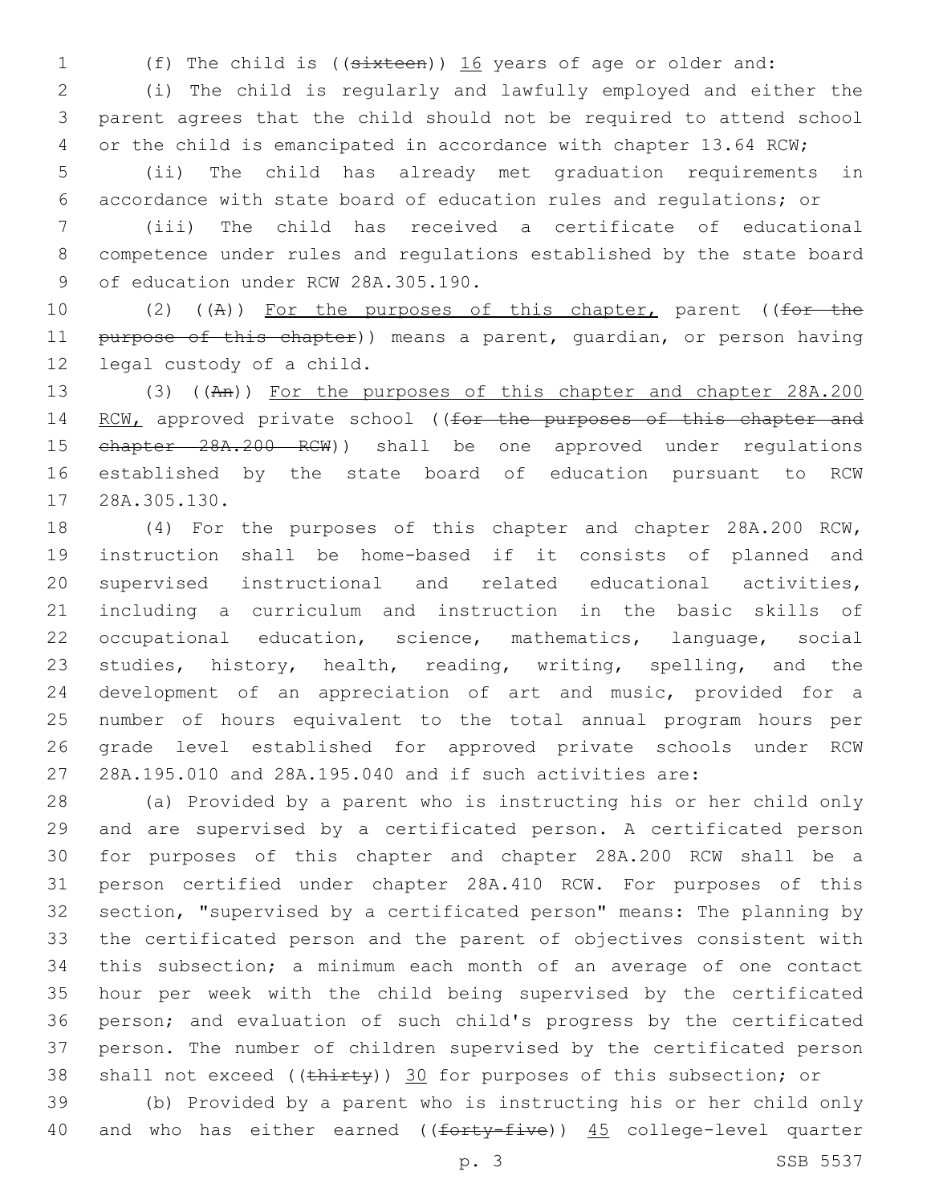(f) The child is ((~~sixteen~~)) <u>16</u> years of age or older and:

(i) The child is regularly and lawfully employed and either the parent agrees that the child should not be required to attend school or the child is emancipated in accordance with chapter 13.64 RCW;

(ii) The child has already met graduation requirements in accordance with state board of education rules and regulations; or

(iii) The child has received a certificate of educational competence under rules and regulations established by the state board of education under RCW 28A.305.190.

(2) ((~~A~~)) <u>For the purposes of this chapter,</u> parent ((~~for the purpose of this chapter~~)) means a parent, guardian, or person having legal custody of a child.

(3) ((~~An~~)) <u>For the purposes of this chapter and chapter 28A.200 RCW,</u> approved private school ((~~for the purposes of this chapter and chapter 28A.200 RCW~~)) shall be one approved under regulations established by the state board of education pursuant to RCW 28A.305.130.

(4) For the purposes of this chapter and chapter 28A.200 RCW, instruction shall be home-based if it consists of planned and supervised instructional and related educational activities, including a curriculum and instruction in the basic skills of occupational education, science, mathematics, language, social studies, history, health, reading, writing, spelling, and the development of an appreciation of art and music, provided for a number of hours equivalent to the total annual program hours per grade level established for approved private schools under RCW 28A.195.010 and 28A.195.040 and if such activities are:

(a) Provided by a parent who is instructing his or her child only and are supervised by a certificated person. A certificated person for purposes of this chapter and chapter 28A.200 RCW shall be a person certified under chapter 28A.410 RCW. For purposes of this section, "supervised by a certificated person" means: The planning by the certificated person and the parent of objectives consistent with this subsection; a minimum each month of an average of one contact hour per week with the child being supervised by the certificated person; and evaluation of such child's progress by the certificated person. The number of children supervised by the certificated person shall not exceed ((~~thirty~~)) <u>30</u> for purposes of this subsection; or

(b) Provided by a parent who is instructing his or her child only and who has either earned ((~~forty-five~~)) <u>45</u> college-level quarter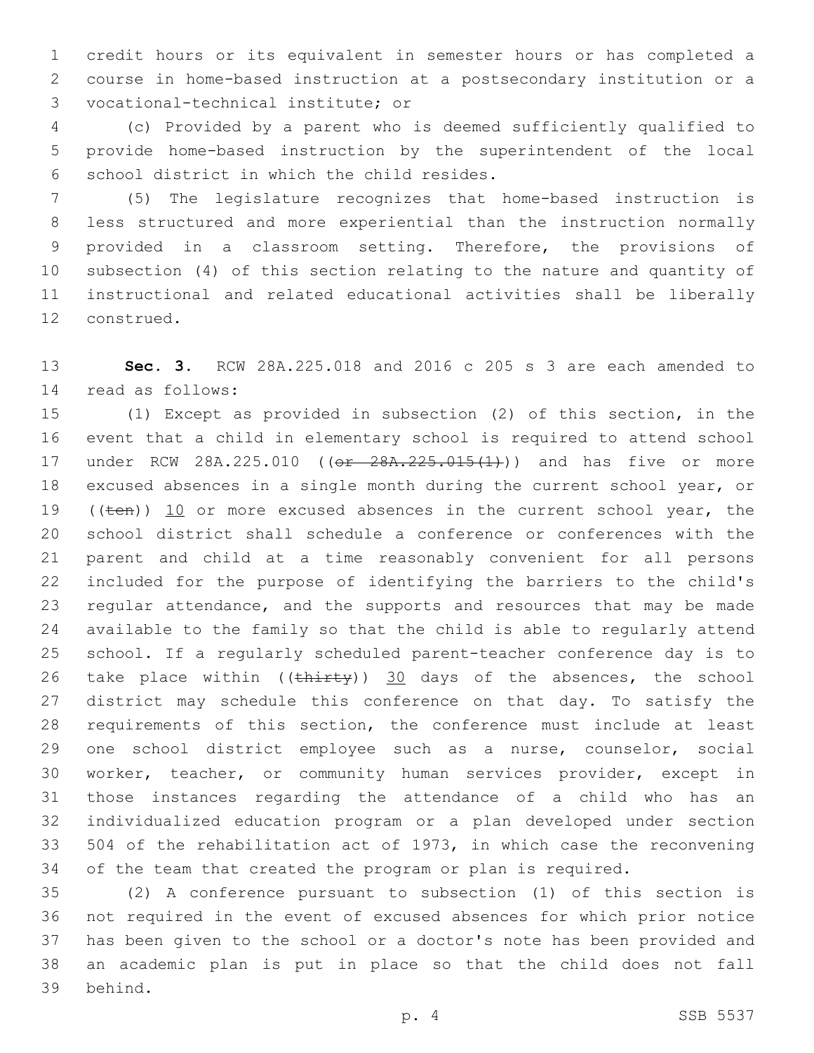credit hours or its equivalent in semester hours or has completed a course in home-based instruction at a postsecondary institution or a vocational-technical institute; or

(c) Provided by a parent who is deemed sufficiently qualified to provide home-based instruction by the superintendent of the local school district in which the child resides.

(5) The legislature recognizes that home-based instruction is less structured and more experiential than the instruction normally provided in a classroom setting. Therefore, the provisions of subsection (4) of this section relating to the nature and quantity of instructional and related educational activities shall be liberally construed.

**Sec. 3.** RCW 28A.225.018 and 2016 c 205 s 3 are each amended to read as follows:

(1) Except as provided in subsection (2) of this section, in the event that a child in elementary school is required to attend school under RCW 28A.225.010 ((~~or 28A.225.015(1)~~)) and has five or more excused absences in a single month during the current school year, or ((~~ten~~)) 10 or more excused absences in the current school year, the school district shall schedule a conference or conferences with the parent and child at a time reasonably convenient for all persons included for the purpose of identifying the barriers to the child's regular attendance, and the supports and resources that may be made available to the family so that the child is able to regularly attend school. If a regularly scheduled parent-teacher conference day is to take place within ((~~thirty~~)) 30 days of the absences, the school district may schedule this conference on that day. To satisfy the requirements of this section, the conference must include at least one school district employee such as a nurse, counselor, social worker, teacher, or community human services provider, except in those instances regarding the attendance of a child who has an individualized education program or a plan developed under section 504 of the rehabilitation act of 1973, in which case the reconvening of the team that created the program or plan is required.

(2) A conference pursuant to subsection (1) of this section is not required in the event of excused absences for which prior notice has been given to the school or a doctor's note has been provided and an academic plan is put in place so that the child does not fall behind.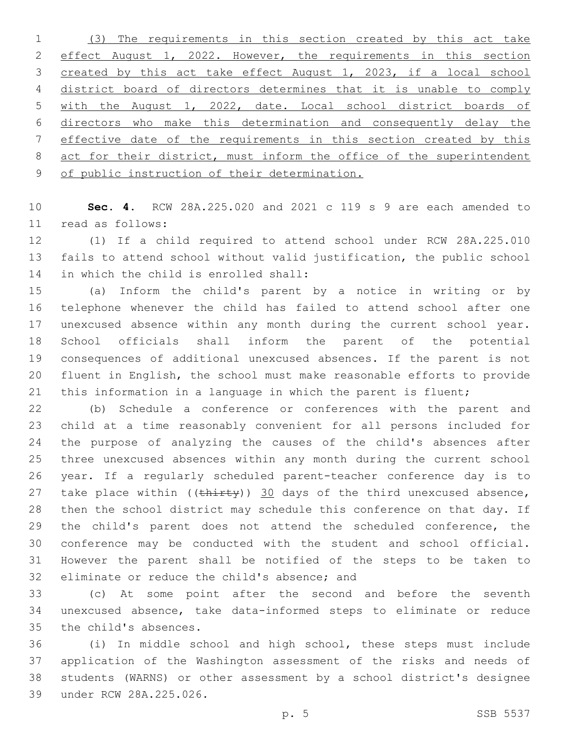(3) The requirements in this section created by this act take effect August 1, 2022. However, the requirements in this section created by this act take effect August 1, 2023, if a local school district board of directors determines that it is unable to comply with the August 1, 2022, date. Local school district boards of directors who make this determination and consequently delay the effective date of the requirements in this section created by this act for their district, must inform the office of the superintendent of public instruction of their determination.

**Sec. 4.** RCW 28A.225.020 and 2021 c 119 s 9 are each amended to read as follows:

(1) If a child required to attend school under RCW 28A.225.010 fails to attend school without valid justification, the public school in which the child is enrolled shall:

(a) Inform the child's parent by a notice in writing or by telephone whenever the child has failed to attend school after one unexcused absence within any month during the current school year. School officials shall inform the parent of the potential consequences of additional unexcused absences. If the parent is not fluent in English, the school must make reasonable efforts to provide this information in a language in which the parent is fluent;

(b) Schedule a conference or conferences with the parent and child at a time reasonably convenient for all persons included for the purpose of analyzing the causes of the child's absences after three unexcused absences within any month during the current school year. If a regularly scheduled parent-teacher conference day is to take place within ((~~thirty~~)) 30 days of the third unexcused absence, then the school district may schedule this conference on that day. If the child's parent does not attend the scheduled conference, the conference may be conducted with the student and school official. However the parent shall be notified of the steps to be taken to eliminate or reduce the child's absence; and

(c) At some point after the second and before the seventh unexcused absence, take data-informed steps to eliminate or reduce the child's absences.

(i) In middle school and high school, these steps must include application of the Washington assessment of the risks and needs of students (WARNS) or other assessment by a school district's designee under RCW 28A.225.026.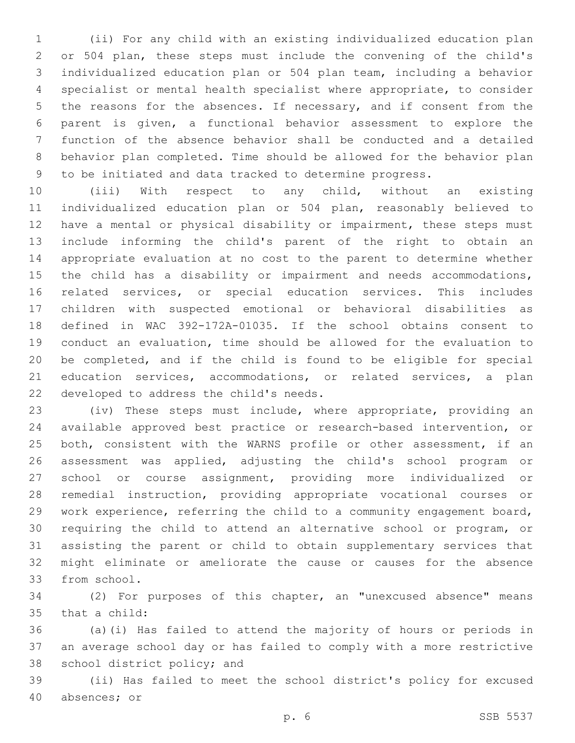(ii) For any child with an existing individualized education plan or 504 plan, these steps must include the convening of the child's individualized education plan or 504 plan team, including a behavior specialist or mental health specialist where appropriate, to consider the reasons for the absences. If necessary, and if consent from the parent is given, a functional behavior assessment to explore the function of the absence behavior shall be conducted and a detailed behavior plan completed. Time should be allowed for the behavior plan to be initiated and data tracked to determine progress.

(iii) With respect to any child, without an existing individualized education plan or 504 plan, reasonably believed to have a mental or physical disability or impairment, these steps must include informing the child's parent of the right to obtain an appropriate evaluation at no cost to the parent to determine whether the child has a disability or impairment and needs accommodations, related services, or special education services. This includes children with suspected emotional or behavioral disabilities as defined in WAC 392-172A-01035. If the school obtains consent to conduct an evaluation, time should be allowed for the evaluation to be completed, and if the child is found to be eligible for special education services, accommodations, or related services, a plan developed to address the child's needs.

(iv) These steps must include, where appropriate, providing an available approved best practice or research-based intervention, or both, consistent with the WARNS profile or other assessment, if an assessment was applied, adjusting the child's school program or school or course assignment, providing more individualized or remedial instruction, providing appropriate vocational courses or work experience, referring the child to a community engagement board, requiring the child to attend an alternative school or program, or assisting the parent or child to obtain supplementary services that might eliminate or ameliorate the cause or causes for the absence from school.

(2) For purposes of this chapter, an "unexcused absence" means that a child:

(a)(i) Has failed to attend the majority of hours or periods in an average school day or has failed to comply with a more restrictive school district policy; and

(ii) Has failed to meet the school district's policy for excused absences; or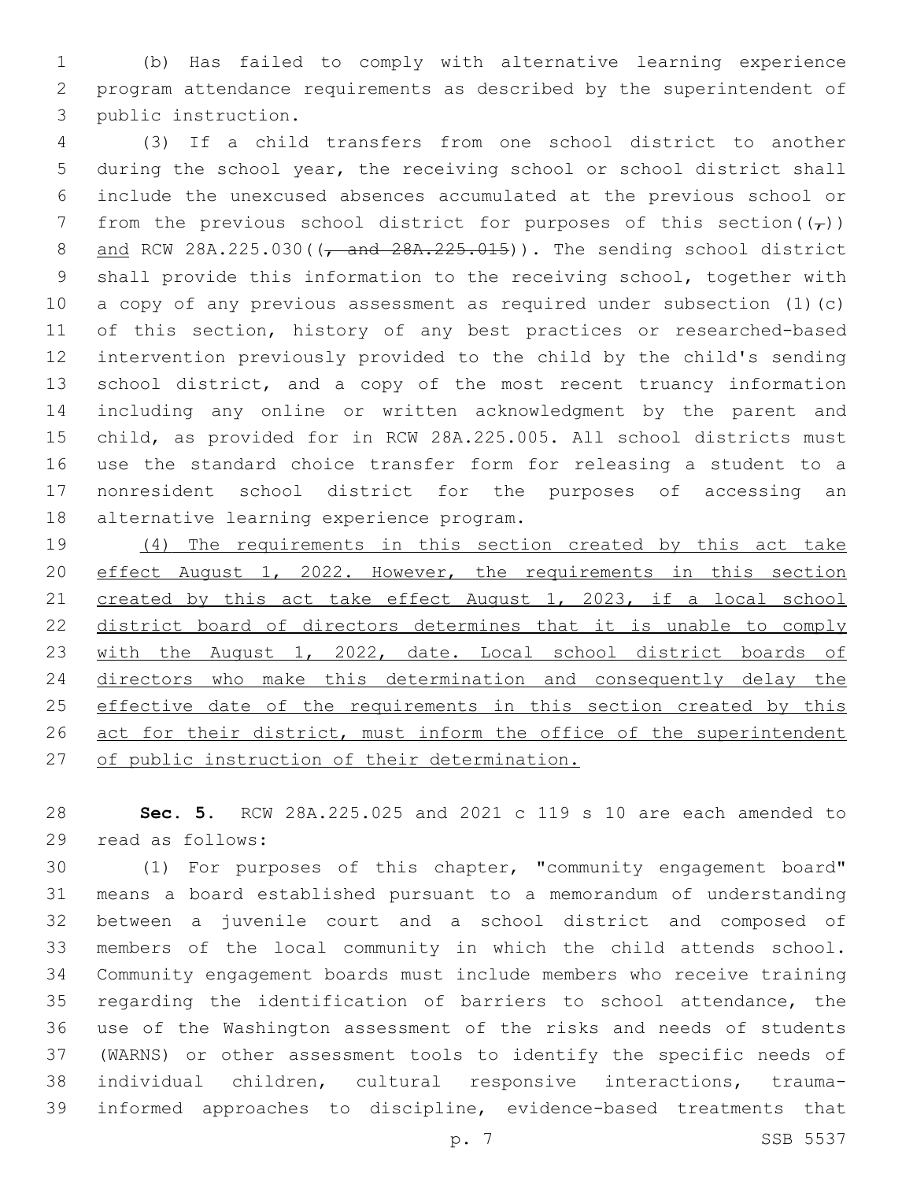(b) Has failed to comply with alternative learning experience program attendance requirements as described by the superintendent of public instruction.

(3) If a child transfers from one school district to another during the school year, the receiving school or school district shall include the unexcused absences accumulated at the previous school or from the previous school district for purposes of this section((,)) <u>and</u> RCW 28A.225.030((~~, and 28A.225.015~~)). The sending school district shall provide this information to the receiving school, together with a copy of any previous assessment as required under subsection (1)(c) of this section, history of any best practices or researched-based intervention previously provided to the child by the child's sending school district, and a copy of the most recent truancy information including any online or written acknowledgment by the parent and child, as provided for in RCW 28A.225.005. All school districts must use the standard choice transfer form for releasing a student to a nonresident school district for the purposes of accessing an alternative learning experience program.

<u>(4) The requirements in this section created by this act take effect August 1, 2022. However, the requirements in this section created by this act take effect August 1, 2023, if a local school district board of directors determines that it is unable to comply with the August 1, 2022, date. Local school district boards of directors who make this determination and consequently delay the effective date of the requirements in this section created by this act for their district, must inform the office of the superintendent of public instruction of their determination.</u>

**Sec. 5.** RCW 28A.225.025 and 2021 c 119 s 10 are each amended to read as follows:

(1) For purposes of this chapter, "community engagement board" means a board established pursuant to a memorandum of understanding between a juvenile court and a school district and composed of members of the local community in which the child attends school. Community engagement boards must include members who receive training regarding the identification of barriers to school attendance, the use of the Washington assessment of the risks and needs of students (WARNS) or other assessment tools to identify the specific needs of individual children, cultural responsive interactions, trauma-informed approaches to discipline, evidence-based treatments that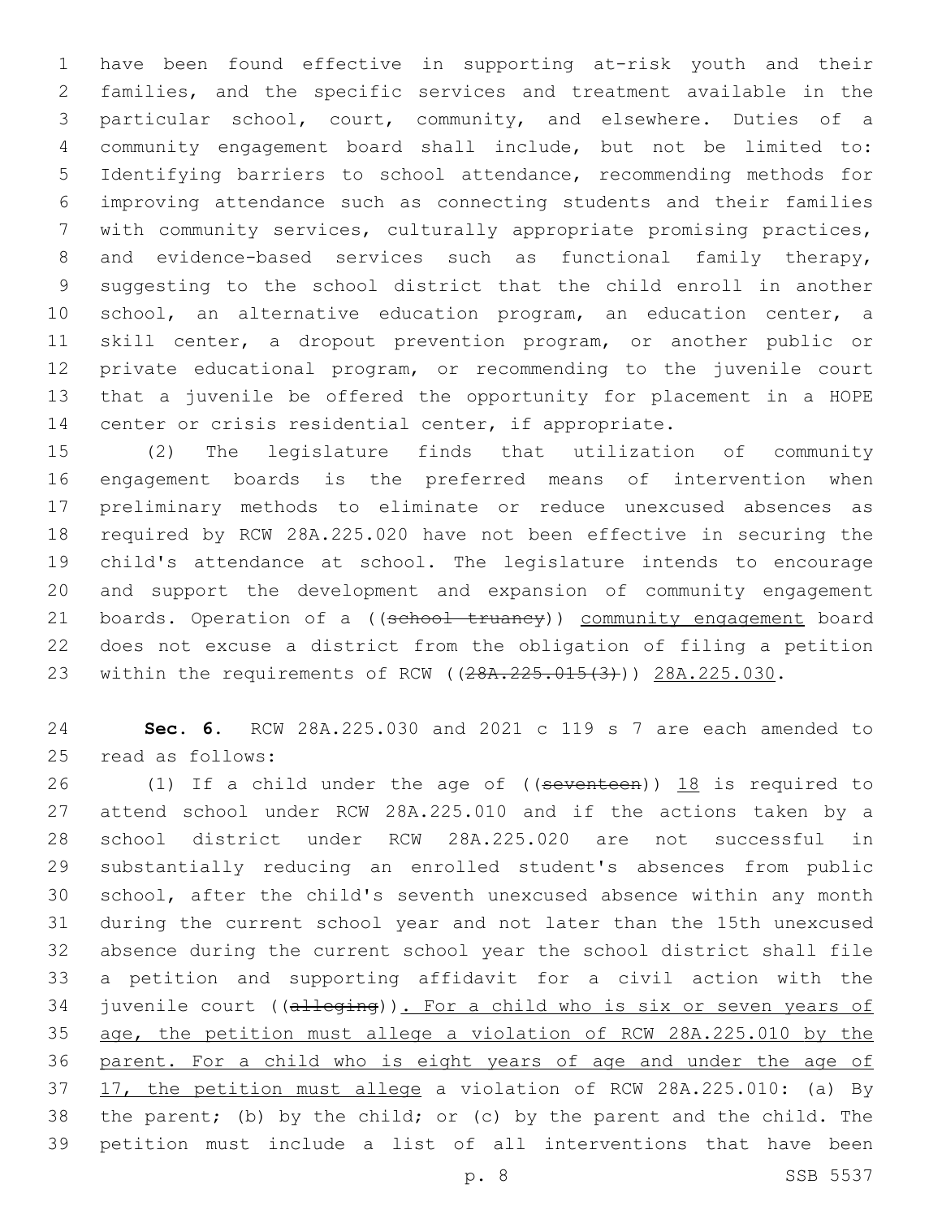have been found effective in supporting at-risk youth and their families, and the specific services and treatment available in the particular school, court, community, and elsewhere. Duties of a community engagement board shall include, but not be limited to: Identifying barriers to school attendance, recommending methods for improving attendance such as connecting students and their families with community services, culturally appropriate promising practices, and evidence-based services such as functional family therapy, suggesting to the school district that the child enroll in another school, an alternative education program, an education center, a skill center, a dropout prevention program, or another public or private educational program, or recommending to the juvenile court that a juvenile be offered the opportunity for placement in a HOPE center or crisis residential center, if appropriate.

(2) The legislature finds that utilization of community engagement boards is the preferred means of intervention when preliminary methods to eliminate or reduce unexcused absences as required by RCW 28A.225.020 have not been effective in securing the child's attendance at school. The legislature intends to encourage and support the development and expansion of community engagement boards. Operation of a ((~~school truancy~~)) community engagement board does not excuse a district from the obligation of filing a petition within the requirements of RCW ((~~28A.225.015(3)~~)) 28A.225.030.

**Sec. 6.** RCW 28A.225.030 and 2021 c 119 s 7 are each amended to read as follows:

(1) If a child under the age of ((~~seventeen~~)) 18 is required to attend school under RCW 28A.225.010 and if the actions taken by a school district under RCW 28A.225.020 are not successful in substantially reducing an enrolled student's absences from public school, after the child's seventh unexcused absence within any month during the current school year and not later than the 15th unexcused absence during the current school year the school district shall file a petition and supporting affidavit for a civil action with the juvenile court ((~~alleging~~)). For a child who is six or seven years of age, the petition must allege a violation of RCW 28A.225.010 by the parent. For a child who is eight years of age and under the age of 17, the petition must allege a violation of RCW 28A.225.010: (a) By the parent; (b) by the child; or (c) by the parent and the child. The petition must include a list of all interventions that have been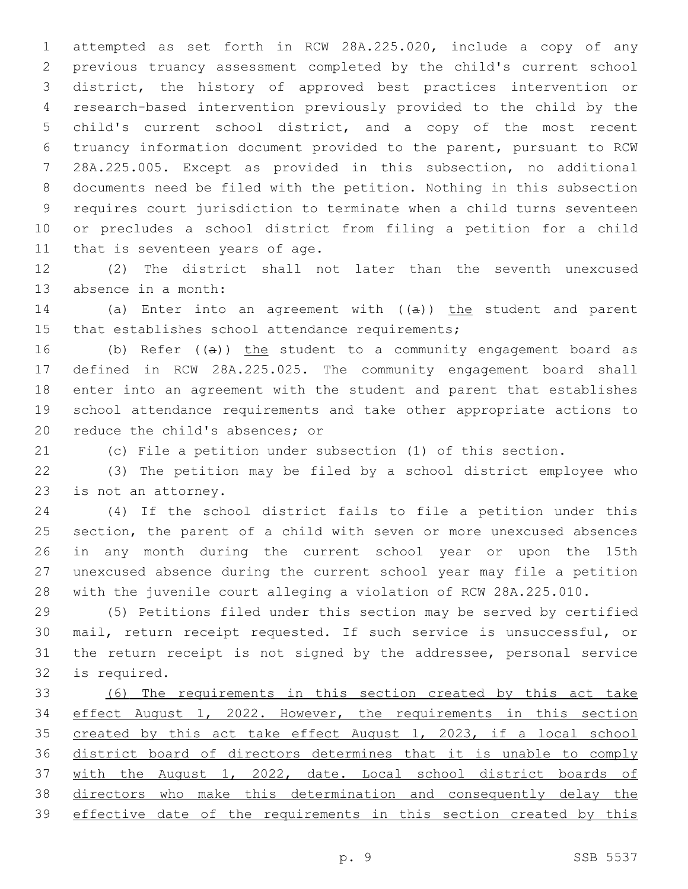attempted as set forth in RCW 28A.225.020, include a copy of any previous truancy assessment completed by the child's current school district, the history of approved best practices intervention or research-based intervention previously provided to the child by the child's current school district, and a copy of the most recent truancy information document provided to the parent, pursuant to RCW 28A.225.005. Except as provided in this subsection, no additional documents need be filed with the petition. Nothing in this subsection requires court jurisdiction to terminate when a child turns seventeen or precludes a school district from filing a petition for a child that is seventeen years of age.

(2) The district shall not later than the seventh unexcused absence in a month:

(a) Enter into an agreement with ((a)) <u>the</u> student and parent that establishes school attendance requirements;

(b) Refer ((a)) <u>the</u> student to a community engagement board as defined in RCW 28A.225.025. The community engagement board shall enter into an agreement with the student and parent that establishes school attendance requirements and take other appropriate actions to reduce the child's absences; or

(c) File a petition under subsection (1) of this section.

(3) The petition may be filed by a school district employee who is not an attorney.

(4) If the school district fails to file a petition under this section, the parent of a child with seven or more unexcused absences in any month during the current school year or upon the 15th unexcused absence during the current school year may file a petition with the juvenile court alleging a violation of RCW 28A.225.010.

(5) Petitions filed under this section may be served by certified mail, return receipt requested. If such service is unsuccessful, or the return receipt is not signed by the addressee, personal service is required.

<u>(6) The requirements in this section created by this act take effect August 1, 2022. However, the requirements in this section created by this act take effect August 1, 2023, if a local school district board of directors determines that it is unable to comply with the August 1, 2022, date. Local school district boards of directors who make this determination and consequently delay the effective date of the requirements in this section created by this</u>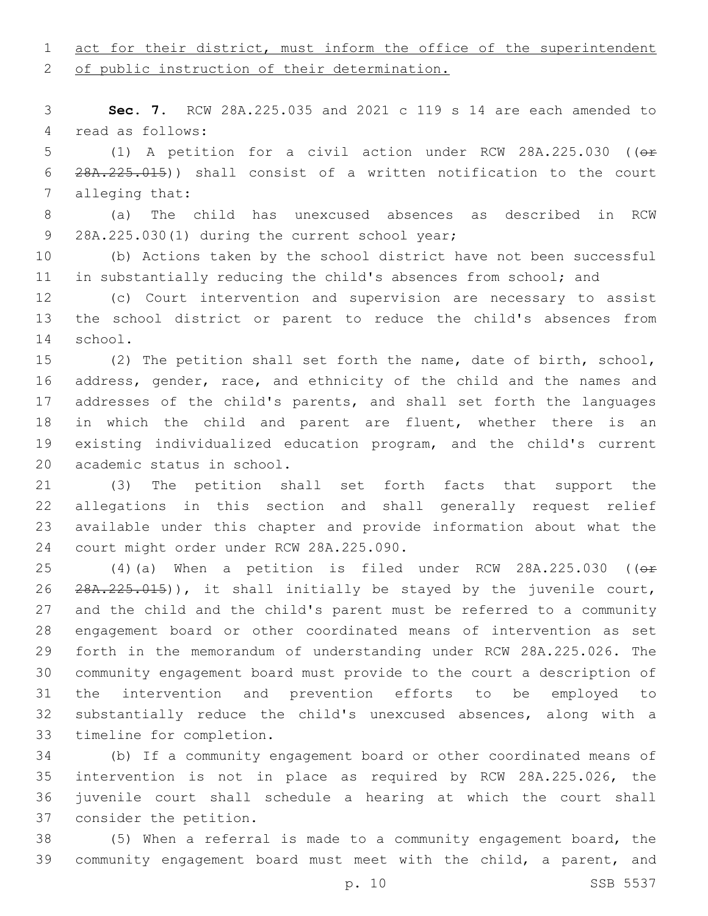act for their district, must inform the office of the superintendent of public instruction of their determination.

**Sec. 7.** RCW 28A.225.035 and 2021 c 119 s 14 are each amended to read as follows:

(1) A petition for a civil action under RCW 28A.225.030 ((~~or 28A.225.015~~)) shall consist of a written notification to the court alleging that:

(a) The child has unexcused absences as described in RCW 28A.225.030(1) during the current school year;

(b) Actions taken by the school district have not been successful in substantially reducing the child's absences from school; and

(c) Court intervention and supervision are necessary to assist the school district or parent to reduce the child's absences from school.

(2) The petition shall set forth the name, date of birth, school, address, gender, race, and ethnicity of the child and the names and addresses of the child's parents, and shall set forth the languages in which the child and parent are fluent, whether there is an existing individualized education program, and the child's current academic status in school.

(3) The petition shall set forth facts that support the allegations in this section and shall generally request relief available under this chapter and provide information about what the court might order under RCW 28A.225.090.

(4)(a) When a petition is filed under RCW 28A.225.030 ((~~or 28A.225.015~~)), it shall initially be stayed by the juvenile court, and the child and the child's parent must be referred to a community engagement board or other coordinated means of intervention as set forth in the memorandum of understanding under RCW 28A.225.026. The community engagement board must provide to the court a description of the intervention and prevention efforts to be employed to substantially reduce the child's unexcused absences, along with a timeline for completion.

(b) If a community engagement board or other coordinated means of intervention is not in place as required by RCW 28A.225.026, the juvenile court shall schedule a hearing at which the court shall consider the petition.

(5) When a referral is made to a community engagement board, the community engagement board must meet with the child, a parent, and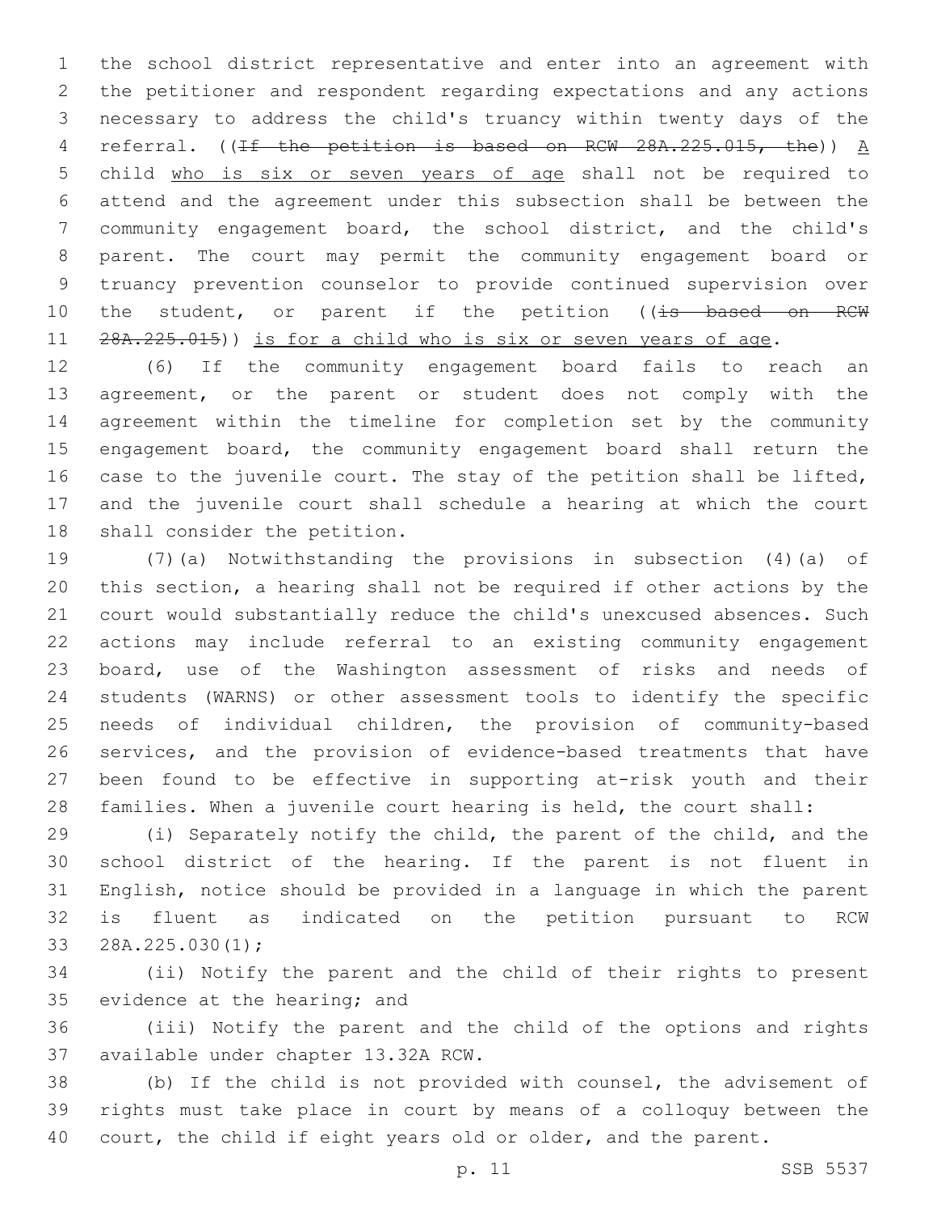the school district representative and enter into an agreement with the petitioner and respondent regarding expectations and any actions necessary to address the child's truancy within twenty days of the referral. ((~~If the petition is based on RCW 28A.225.015, the~~)) A child who is six or seven years of age shall not be required to attend and the agreement under this subsection shall be between the community engagement board, the school district, and the child's parent. The court may permit the community engagement board or truancy prevention counselor to provide continued supervision over the student, or parent if the petition ((~~is based on RCW 28A.225.015~~)) is for a child who is six or seven years of age.

(6) If the community engagement board fails to reach an agreement, or the parent or student does not comply with the agreement within the timeline for completion set by the community engagement board, the community engagement board shall return the case to the juvenile court. The stay of the petition shall be lifted, and the juvenile court shall schedule a hearing at which the court shall consider the petition.

(7)(a) Notwithstanding the provisions in subsection (4)(a) of this section, a hearing shall not be required if other actions by the court would substantially reduce the child's unexcused absences. Such actions may include referral to an existing community engagement board, use of the Washington assessment of risks and needs of students (WARNS) or other assessment tools to identify the specific needs of individual children, the provision of community-based services, and the provision of evidence-based treatments that have been found to be effective in supporting at-risk youth and their families. When a juvenile court hearing is held, the court shall:

(i) Separately notify the child, the parent of the child, and the school district of the hearing. If the parent is not fluent in English, notice should be provided in a language in which the parent is fluent as indicated on the petition pursuant to RCW 28A.225.030(1);

(ii) Notify the parent and the child of their rights to present evidence at the hearing; and

(iii) Notify the parent and the child of the options and rights available under chapter 13.32A RCW.

(b) If the child is not provided with counsel, the advisement of rights must take place in court by means of a colloquy between the court, the child if eight years old or older, and the parent.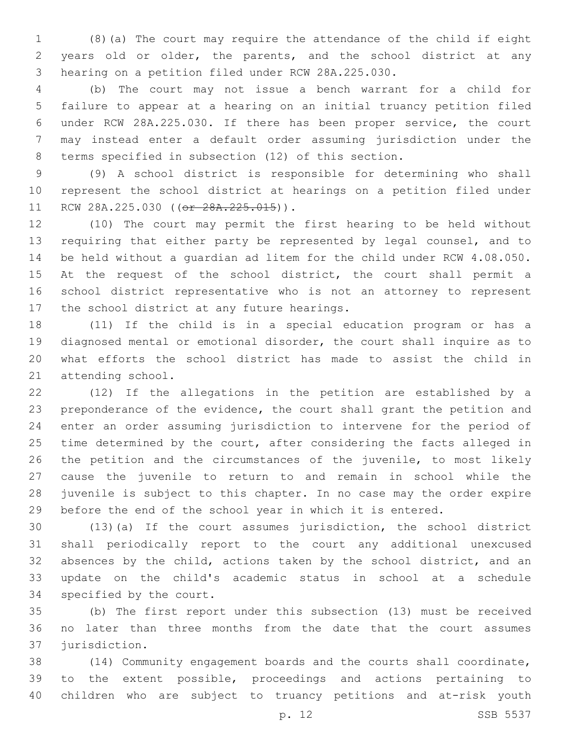(8)(a) The court may require the attendance of the child if eight years old or older, the parents, and the school district at any hearing on a petition filed under RCW 28A.225.030.

(b) The court may not issue a bench warrant for a child for failure to appear at a hearing on an initial truancy petition filed under RCW 28A.225.030. If there has been proper service, the court may instead enter a default order assuming jurisdiction under the terms specified in subsection (12) of this section.

(9) A school district is responsible for determining who shall represent the school district at hearings on a petition filed under RCW 28A.225.030 ((~~or 28A.225.015~~)).

(10) The court may permit the first hearing to be held without requiring that either party be represented by legal counsel, and to be held without a guardian ad litem for the child under RCW 4.08.050. At the request of the school district, the court shall permit a school district representative who is not an attorney to represent the school district at any future hearings.

(11) If the child is in a special education program or has a diagnosed mental or emotional disorder, the court shall inquire as to what efforts the school district has made to assist the child in attending school.

(12) If the allegations in the petition are established by a preponderance of the evidence, the court shall grant the petition and enter an order assuming jurisdiction to intervene for the period of time determined by the court, after considering the facts alleged in the petition and the circumstances of the juvenile, to most likely cause the juvenile to return to and remain in school while the juvenile is subject to this chapter. In no case may the order expire before the end of the school year in which it is entered.

(13)(a) If the court assumes jurisdiction, the school district shall periodically report to the court any additional unexcused absences by the child, actions taken by the school district, and an update on the child's academic status in school at a schedule specified by the court.

(b) The first report under this subsection (13) must be received no later than three months from the date that the court assumes jurisdiction.

(14) Community engagement boards and the courts shall coordinate, to the extent possible, proceedings and actions pertaining to children who are subject to truancy petitions and at-risk youth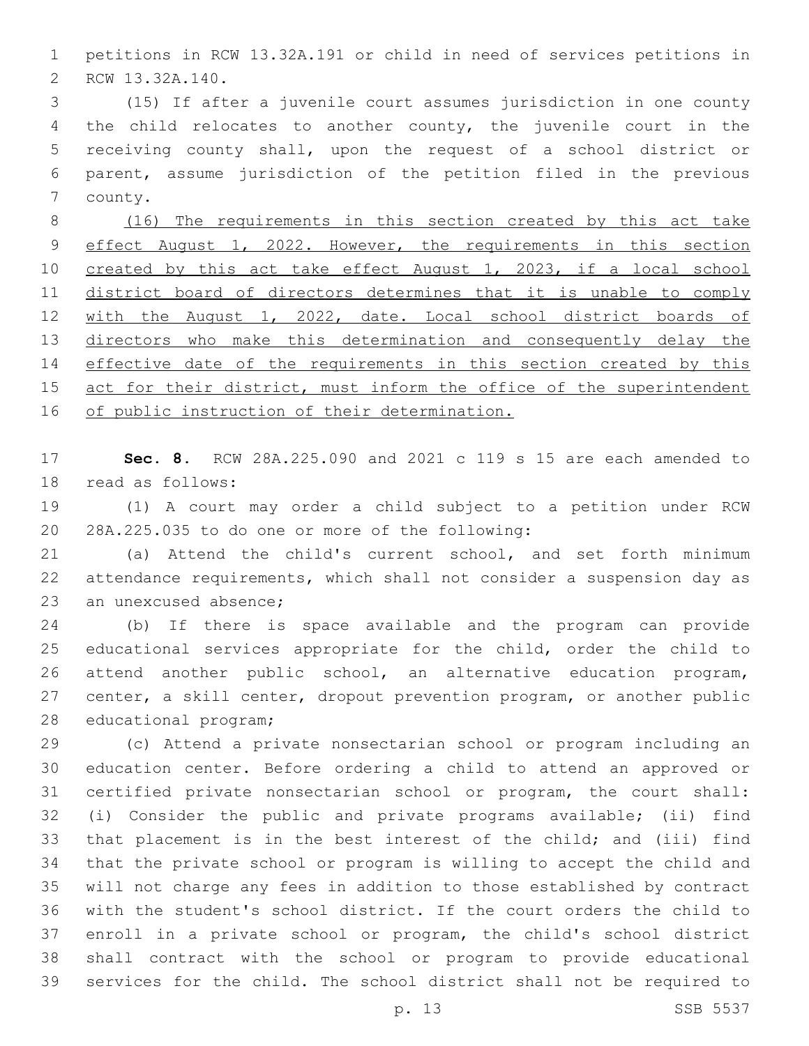petitions in RCW 13.32A.191 or child in need of services petitions in RCW 13.32A.140.

(15) If after a juvenile court assumes jurisdiction in one county the child relocates to another county, the juvenile court in the receiving county shall, upon the request of a school district or parent, assume jurisdiction of the petition filed in the previous county.

<u>(16) The requirements in this section created by this act take effect August 1, 2022. However, the requirements in this section created by this act take effect August 1, 2023, if a local school district board of directors determines that it is unable to comply with the August 1, 2022, date. Local school district boards of directors who make this determination and consequently delay the effective date of the requirements in this section created by this act for their district, must inform the office of the superintendent of public instruction of their determination.</u>

**Sec. 8.** RCW 28A.225.090 and 2021 c 119 s 15 are each amended to read as follows:

(1) A court may order a child subject to a petition under RCW 28A.225.035 to do one or more of the following:

(a) Attend the child's current school, and set forth minimum attendance requirements, which shall not consider a suspension day as an unexcused absence;

(b) If there is space available and the program can provide educational services appropriate for the child, order the child to attend another public school, an alternative education program, center, a skill center, dropout prevention program, or another public educational program;

(c) Attend a private nonsectarian school or program including an education center. Before ordering a child to attend an approved or certified private nonsectarian school or program, the court shall: (i) Consider the public and private programs available; (ii) find that placement is in the best interest of the child; and (iii) find that the private school or program is willing to accept the child and will not charge any fees in addition to those established by contract with the student's school district. If the court orders the child to enroll in a private school or program, the child's school district shall contract with the school or program to provide educational services for the child. The school district shall not be required to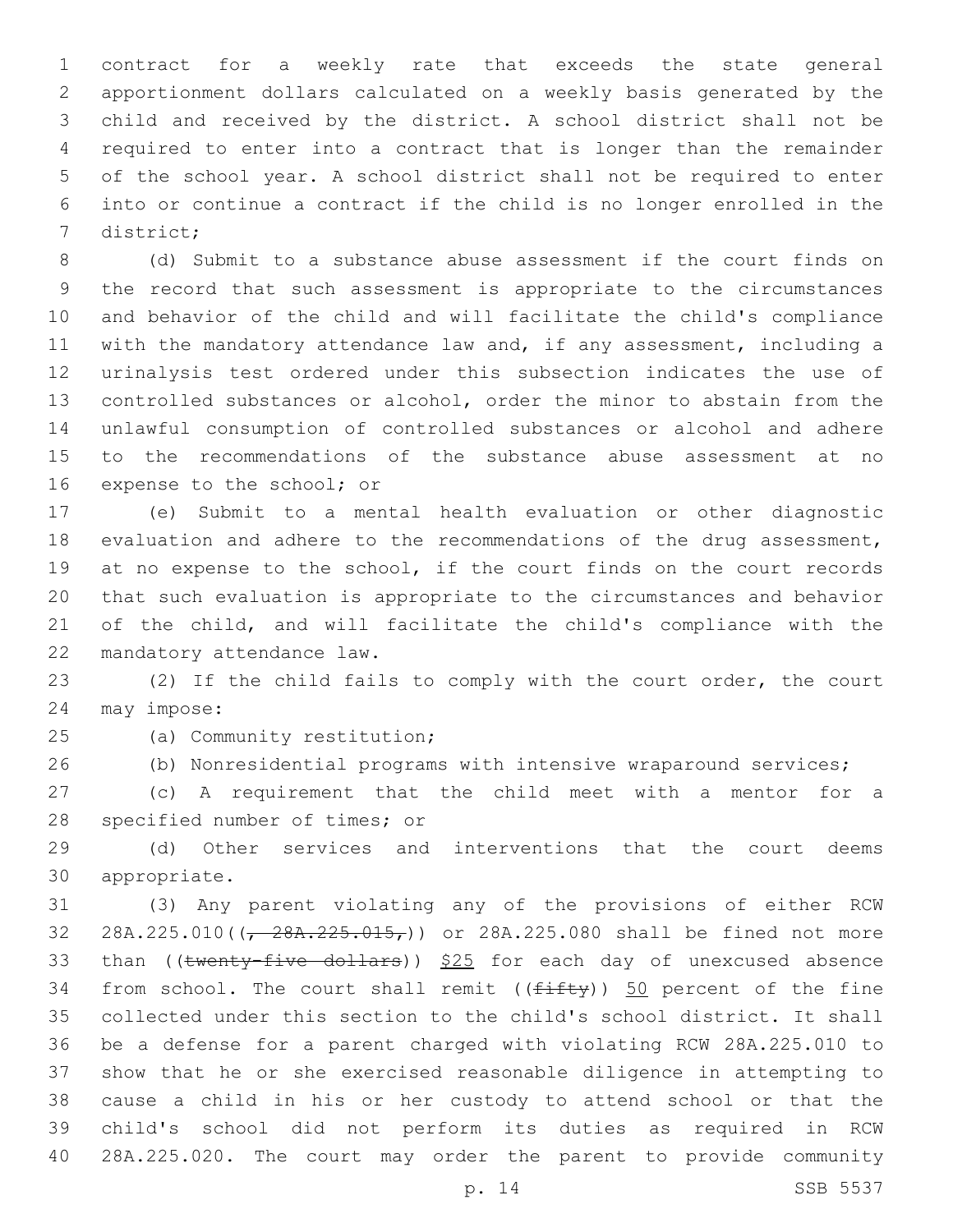contract for a weekly rate that exceeds the state general apportionment dollars calculated on a weekly basis generated by the child and received by the district. A school district shall not be required to enter into a contract that is longer than the remainder of the school year. A school district shall not be required to enter into or continue a contract if the child is no longer enrolled in the district;

(d) Submit to a substance abuse assessment if the court finds on the record that such assessment is appropriate to the circumstances and behavior of the child and will facilitate the child's compliance with the mandatory attendance law and, if any assessment, including a urinalysis test ordered under this subsection indicates the use of controlled substances or alcohol, order the minor to abstain from the unlawful consumption of controlled substances or alcohol and adhere to the recommendations of the substance abuse assessment at no expense to the school; or

(e) Submit to a mental health evaluation or other diagnostic evaluation and adhere to the recommendations of the drug assessment, at no expense to the school, if the court finds on the court records that such evaluation is appropriate to the circumstances and behavior of the child, and will facilitate the child's compliance with the mandatory attendance law.

(2) If the child fails to comply with the court order, the court may impose:

(a) Community restitution;

(b) Nonresidential programs with intensive wraparound services;

(c) A requirement that the child meet with a mentor for a specified number of times; or

(d) Other services and interventions that the court deems appropriate.

(3) Any parent violating any of the provisions of either RCW 28A.225.010((~~, 28A.225.015,~~)) or 28A.225.080 shall be fined not more than ((~~twenty-five dollars~~)) <u>$25</u> for each day of unexcused absence from school. The court shall remit ((~~fifty~~)) <u>50</u> percent of the fine collected under this section to the child's school district. It shall be a defense for a parent charged with violating RCW 28A.225.010 to show that he or she exercised reasonable diligence in attempting to cause a child in his or her custody to attend school or that the child's school did not perform its duties as required in RCW 28A.225.020. The court may order the parent to provide community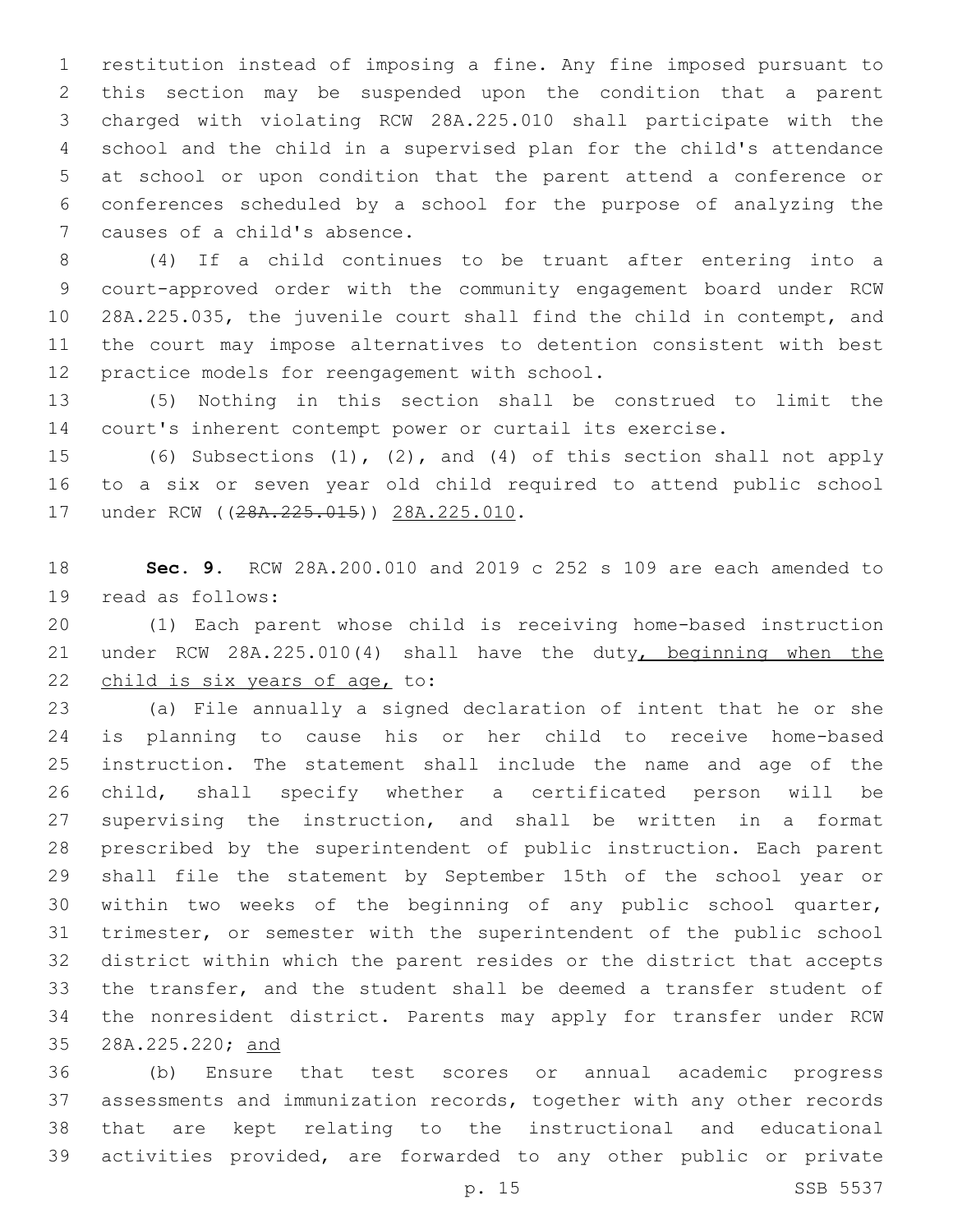restitution instead of imposing a fine. Any fine imposed pursuant to this section may be suspended upon the condition that a parent charged with violating RCW 28A.225.010 shall participate with the school and the child in a supervised plan for the child's attendance at school or upon condition that the parent attend a conference or conferences scheduled by a school for the purpose of analyzing the causes of a child's absence.

(4) If a child continues to be truant after entering into a court-approved order with the community engagement board under RCW 28A.225.035, the juvenile court shall find the child in contempt, and the court may impose alternatives to detention consistent with best practice models for reengagement with school.

(5) Nothing in this section shall be construed to limit the court's inherent contempt power or curtail its exercise.

(6) Subsections (1), (2), and (4) of this section shall not apply to a six or seven year old child required to attend public school under RCW ((~~28A.225.015~~)) 28A.225.010.

**Sec. 9.** RCW 28A.200.010 and 2019 c 252 s 109 are each amended to read as follows:

(1) Each parent whose child is receiving home-based instruction under RCW 28A.225.010(4) shall have the duty, beginning when the child is six years of age, to:

(a) File annually a signed declaration of intent that he or she is planning to cause his or her child to receive home-based instruction. The statement shall include the name and age of the child, shall specify whether a certificated person will be supervising the instruction, and shall be written in a format prescribed by the superintendent of public instruction. Each parent shall file the statement by September 15th of the school year or within two weeks of the beginning of any public school quarter, trimester, or semester with the superintendent of the public school district within which the parent resides or the district that accepts the transfer, and the student shall be deemed a transfer student of the nonresident district. Parents may apply for transfer under RCW 28A.225.220; and

(b) Ensure that test scores or annual academic progress assessments and immunization records, together with any other records that are kept relating to the instructional and educational activities provided, are forwarded to any other public or private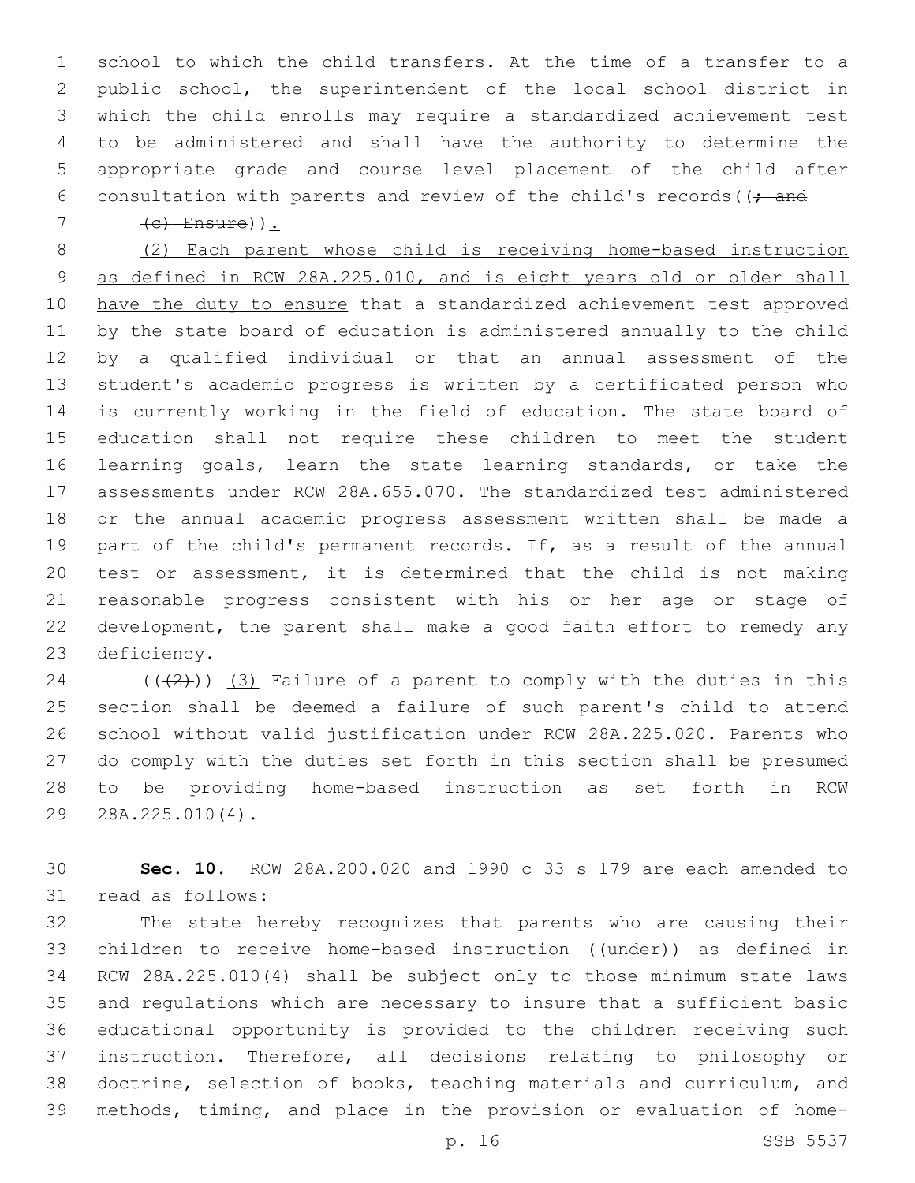school to which the child transfers. At the time of a transfer to a public school, the superintendent of the local school district in which the child enrolls may require a standardized achievement test to be administered and shall have the authority to determine the appropriate grade and course level placement of the child after consultation with parents and review of the child's records((~~; and~~

~~(c) Ensure~~)).

(2) Each parent whose child is receiving home-based instruction as defined in RCW 28A.225.010, and is eight years old or older shall have the duty to ensure that a standardized achievement test approved by the state board of education is administered annually to the child by a qualified individual or that an annual assessment of the student's academic progress is written by a certificated person who is currently working in the field of education. The state board of education shall not require these children to meet the student learning goals, learn the state learning standards, or take the assessments under RCW 28A.655.070. The standardized test administered or the annual academic progress assessment written shall be made a part of the child's permanent records. If, as a result of the annual test or assessment, it is determined that the child is not making reasonable progress consistent with his or her age or stage of development, the parent shall make a good faith effort to remedy any deficiency.

((~~(2)~~)) (3) Failure of a parent to comply with the duties in this section shall be deemed a failure of such parent's child to attend school without valid justification under RCW 28A.225.020. Parents who do comply with the duties set forth in this section shall be presumed to be providing home-based instruction as set forth in RCW 28A.225.010(4).

**Sec. 10.** RCW 28A.200.020 and 1990 c 33 s 179 are each amended to read as follows:

The state hereby recognizes that parents who are causing their children to receive home-based instruction ((~~under~~)) as defined in RCW 28A.225.010(4) shall be subject only to those minimum state laws and regulations which are necessary to insure that a sufficient basic educational opportunity is provided to the children receiving such instruction. Therefore, all decisions relating to philosophy or doctrine, selection of books, teaching materials and curriculum, and methods, timing, and place in the provision or evaluation of home-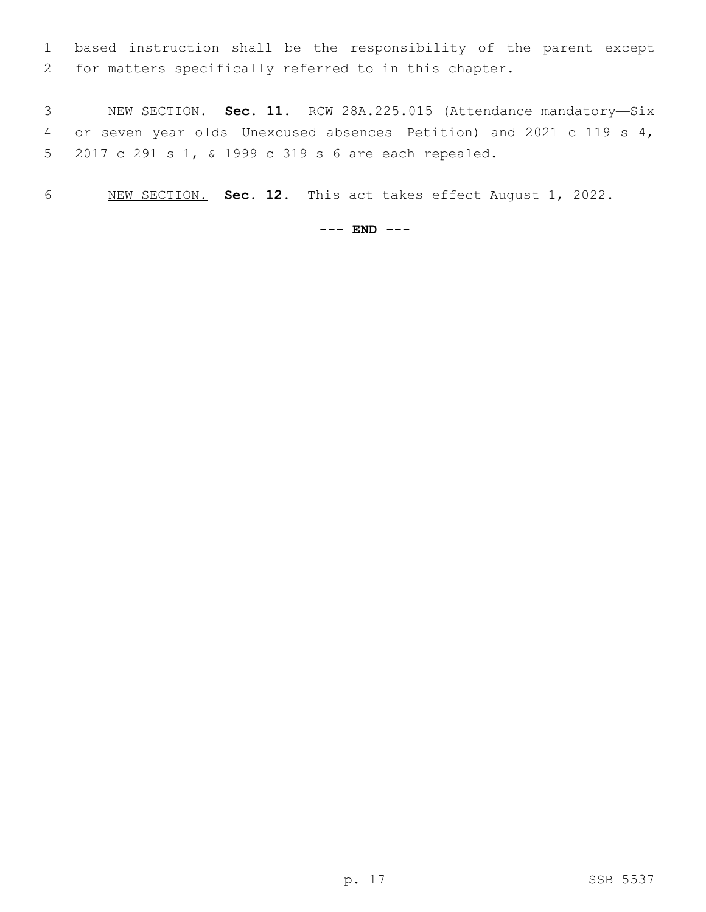based instruction shall be the responsibility of the parent except for matters specifically referred to in this chapter.

NEW SECTION. **Sec. 11.** RCW 28A.225.015 (Attendance mandatory—Six or seven year olds—Unexcused absences—Petition) and 2021 c 119 s 4, 2017 c 291 s 1, & 1999 c 319 s 6 are each repealed.

NEW SECTION. **Sec. 12.** This act takes effect August 1, 2022.

**--- END ---**